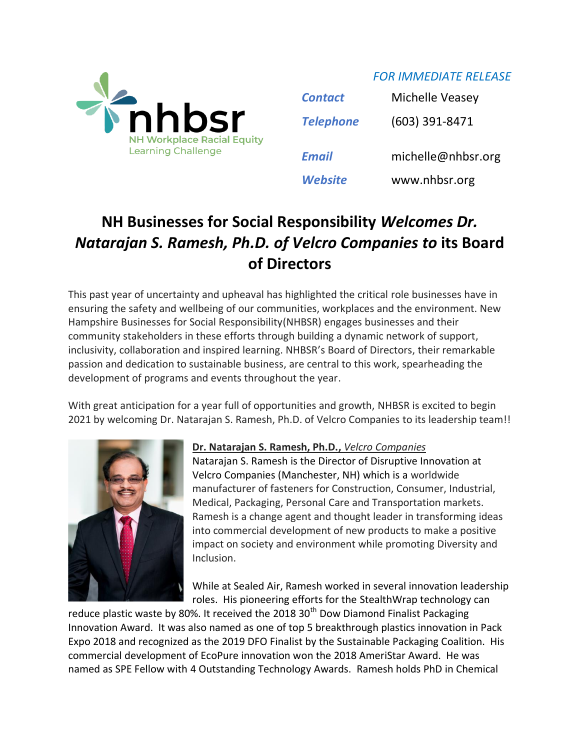nhbsr
NH Workplace Racial Equity
Learning Challenge

*FOR IMMEDIATE RELEASE*

| | |
|---|---|
| ***Contact*** | Michelle Veasey |
| ***Telephone*** | (603) 391-8471 |
| ***Email*** | michelle@nhbsr.org |
| ***Website*** | www.nhbsr.org |

# NH Businesses for Social Responsibility *Welcomes Dr. Natarajan S. Ramesh, Ph.D. of Velcro Companies to* its Board of Directors

This past year of uncertainty and upheaval has highlighted the critical role businesses have in ensuring the safety and wellbeing of our communities, workplaces and the environment. New Hampshire Businesses for Social Responsibility(NHBSR) engages businesses and their community stakeholders in these efforts through building a dynamic network of support, inclusivity, collaboration and inspired learning. NHBSR's Board of Directors, their remarkable passion and dedication to sustainable business, are central to this work, spearheading the development of programs and events throughout the year.

With great anticipation for a year full of opportunities and growth, NHBSR is excited to begin 2021 by welcoming Dr. Natarajan S. Ramesh, Ph.D. of Velcro Companies to its leadership team!!

**Dr. Natarajan S. Ramesh, Ph.D.,** *Velcro Companies*

Natarajan S. Ramesh is the Director of Disruptive Innovation at Velcro Companies (Manchester, NH) which is a worldwide manufacturer of fasteners for Construction, Consumer, Industrial, Medical, Packaging, Personal Care and Transportation markets. Ramesh is a change agent and thought leader in transforming ideas into commercial development of new products to make a positive impact on society and environment while promoting Diversity and Inclusion.

While at Sealed Air, Ramesh worked in several innovation leadership roles. His pioneering efforts for the StealthWrap technology can reduce plastic waste by 80%. It received the 2018 30th Dow Diamond Finalist Packaging Innovation Award. It was also named as one of top 5 breakthrough plastics innovation in Pack Expo 2018 and recognized as the 2019 DFO Finalist by the Sustainable Packaging Coalition. His commercial development of EcoPure innovation won the 2018 AmeriStar Award. He was named as SPE Fellow with 4 Outstanding Technology Awards. Ramesh holds PhD in Chemical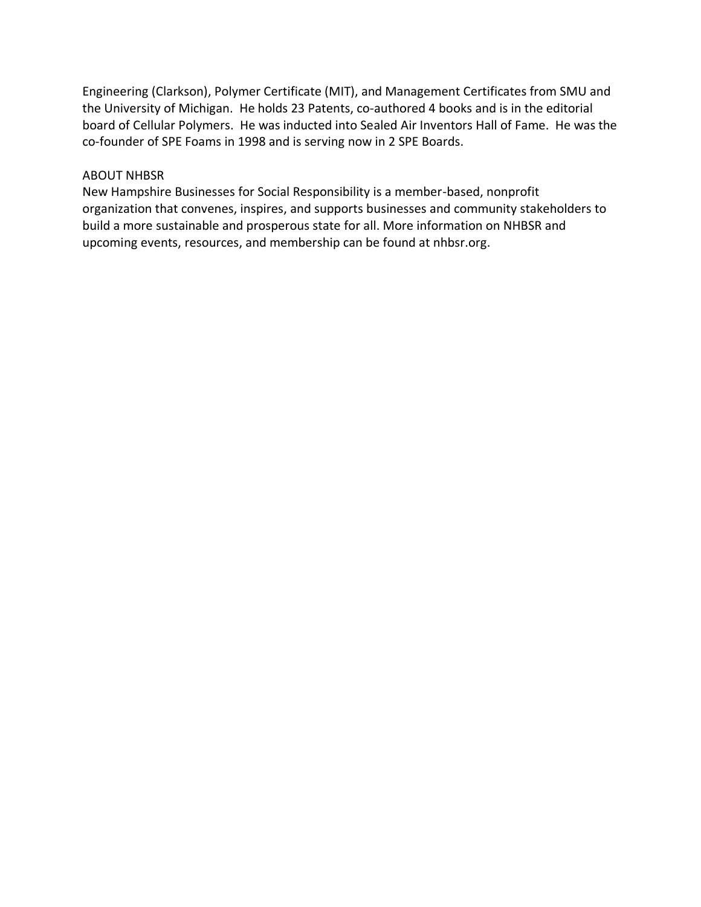Engineering (Clarkson), Polymer Certificate (MIT), and Management Certificates from SMU and the University of Michigan. He holds 23 Patents, co-authored 4 books and is in the editorial board of Cellular Polymers. He was inducted into Sealed Air Inventors Hall of Fame. He was the co-founder of SPE Foams in 1998 and is serving now in 2 SPE Boards.

ABOUT NHBSR

New Hampshire Businesses for Social Responsibility is a member-based, nonprofit organization that convenes, inspires, and supports businesses and community stakeholders to build a more sustainable and prosperous state for all. More information on NHBSR and upcoming events, resources, and membership can be found at nhbsr.org.